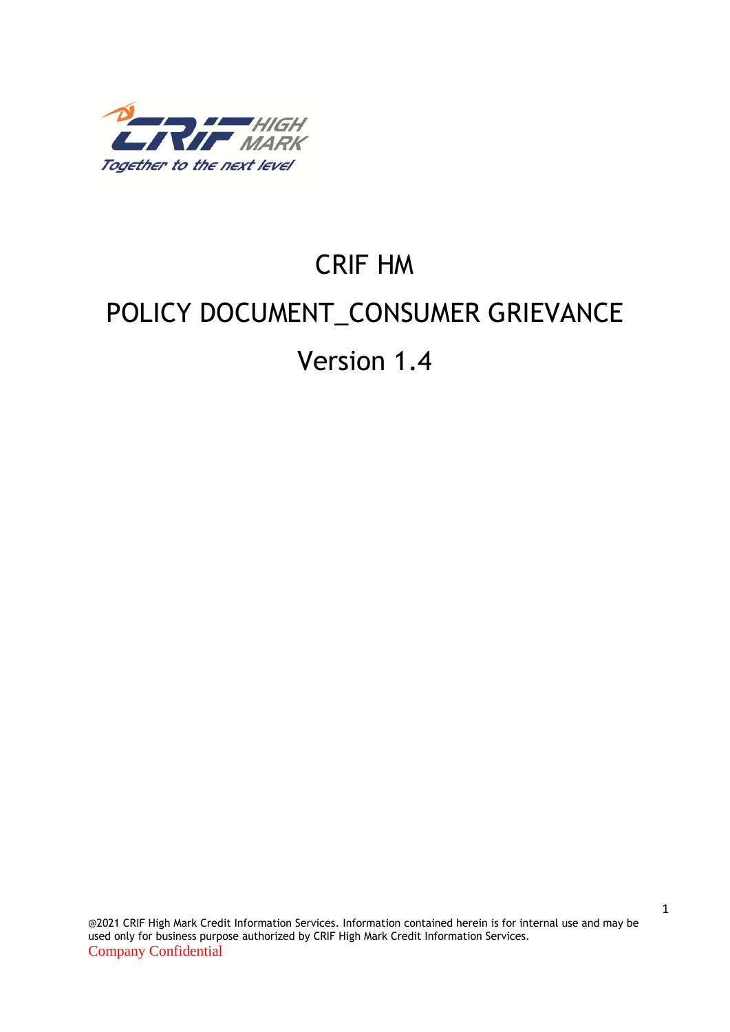# CRIF HM

# POLICY DOCUMENT_CONSUMER GRIEVANCE

# Version 1.4

@2021 CRIF High Mark Credit Information Services. Information contained herein is for internal use and may be used only for business purpose authorized by CRIF High Mark Credit Information Services.

Company Confidential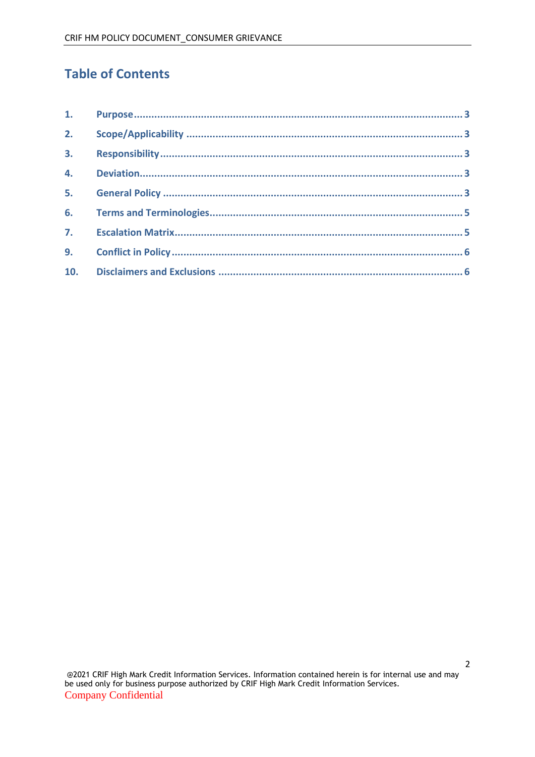# Table of Contents

| | | |
|---|---|---|
| 1. | Purpose | 3 |
| 2. | Scope/Applicability | 3 |
| 3. | Responsibility | 3 |
| 4. | Deviation | 3 |
| 5. | General Policy | 3 |
| 6. | Terms and Terminologies | 5 |
| 7. | Escalation Matrix | 5 |
| 9. | Conflict in Policy | 6 |
| 10. | Disclaimers and Exclusions | 6 |

@2021 CRIF High Mark Credit Information Services. Information contained herein is for internal use and may be used only for business purpose authorized by CRIF High Mark Credit Information Services.

Company Confidential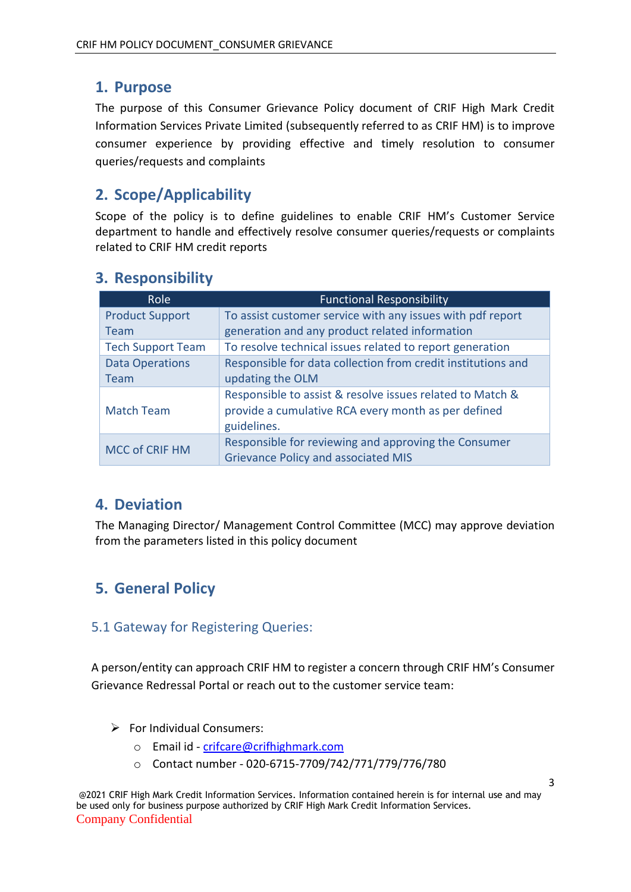## 1. Purpose

The purpose of this Consumer Grievance Policy document of CRIF High Mark Credit Information Services Private Limited (subsequently referred to as CRIF HM) is to improve consumer experience by providing effective and timely resolution to consumer queries/requests and complaints

## 2. Scope/Applicability

Scope of the policy is to define guidelines to enable CRIF HM's Customer Service department to handle and effectively resolve consumer queries/requests or complaints related to CRIF HM credit reports

## 3. Responsibility

| Role | Functional Responsibility |
|---|---|
| Product Support Team | To assist customer service with any issues with pdf report generation and any product related information |
| Tech Support Team | To resolve technical issues related to report generation |
| Data Operations Team | Responsible for data collection from credit institutions and updating the OLM |
| Match Team | Responsible to assist & resolve issues related to Match & provide a cumulative RCA every month as per defined guidelines. |
| MCC of CRIF HM | Responsible for reviewing and approving the Consumer Grievance Policy and associated MIS |

## 4. Deviation

The Managing Director/ Management Control Committee (MCC) may approve deviation from the parameters listed in this policy document

## 5. General Policy

### 5.1 Gateway for Registering Queries:

A person/entity can approach CRIF HM to register a concern through CRIF HM's Consumer Grievance Redressal Portal or reach out to the customer service team:

- For Individual Consumers:
  - Email id - crifcare@crifhighmark.com
  - Contact number - 020-6715-7709/742/771/779/776/780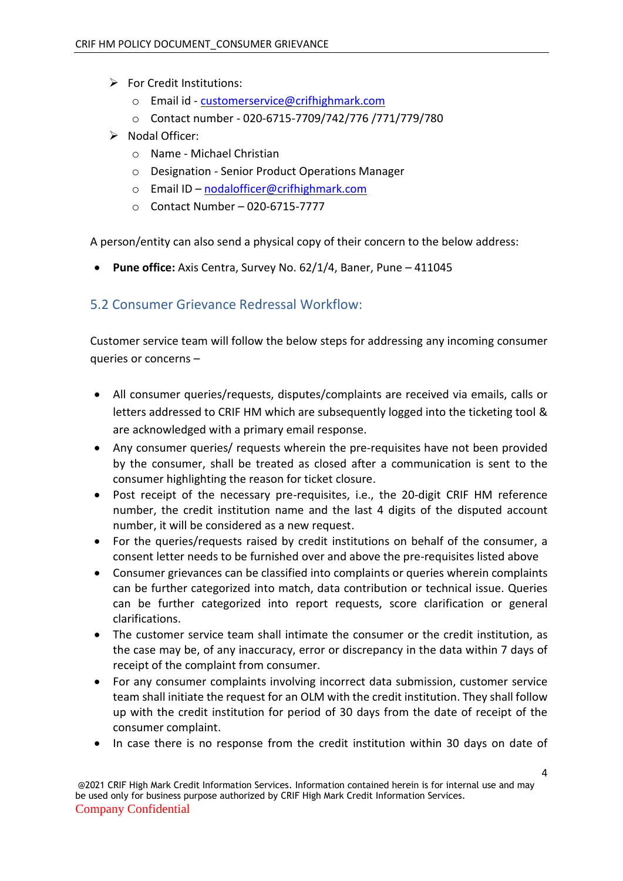- For Credit Institutions:
  - Email id - customerservice@crifhighmark.com
  - Contact number - 020-6715-7709/742/776 /771/779/780
- Nodal Officer:
  - Name - Michael Christian
  - Designation - Senior Product Operations Manager
  - Email ID – nodalofficer@crifhighmark.com
  - Contact Number – 020-6715-7777

A person/entity can also send a physical copy of their concern to the below address:

- **Pune office:** Axis Centra, Survey No. 62/1/4, Baner, Pune – 411045

## 5.2 Consumer Grievance Redressal Workflow:

Customer service team will follow the below steps for addressing any incoming consumer queries or concerns –

- All consumer queries/requests, disputes/complaints are received via emails, calls or letters addressed to CRIF HM which are subsequently logged into the ticketing tool & are acknowledged with a primary email response.
- Any consumer queries/ requests wherein the pre-requisites have not been provided by the consumer, shall be treated as closed after a communication is sent to the consumer highlighting the reason for ticket closure.
- Post receipt of the necessary pre-requisites, i.e., the 20-digit CRIF HM reference number, the credit institution name and the last 4 digits of the disputed account number, it will be considered as a new request.
- For the queries/requests raised by credit institutions on behalf of the consumer, a consent letter needs to be furnished over and above the pre-requisites listed above
- Consumer grievances can be classified into complaints or queries wherein complaints can be further categorized into match, data contribution or technical issue. Queries can be further categorized into report requests, score clarification or general clarifications.
- The customer service team shall intimate the consumer or the credit institution, as the case may be, of any inaccuracy, error or discrepancy in the data within 7 days of receipt of the complaint from consumer.
- For any consumer complaints involving incorrect data submission, customer service team shall initiate the request for an OLM with the credit institution. They shall follow up with the credit institution for period of 30 days from the date of receipt of the consumer complaint.
- In case there is no response from the credit institution within 30 days on date of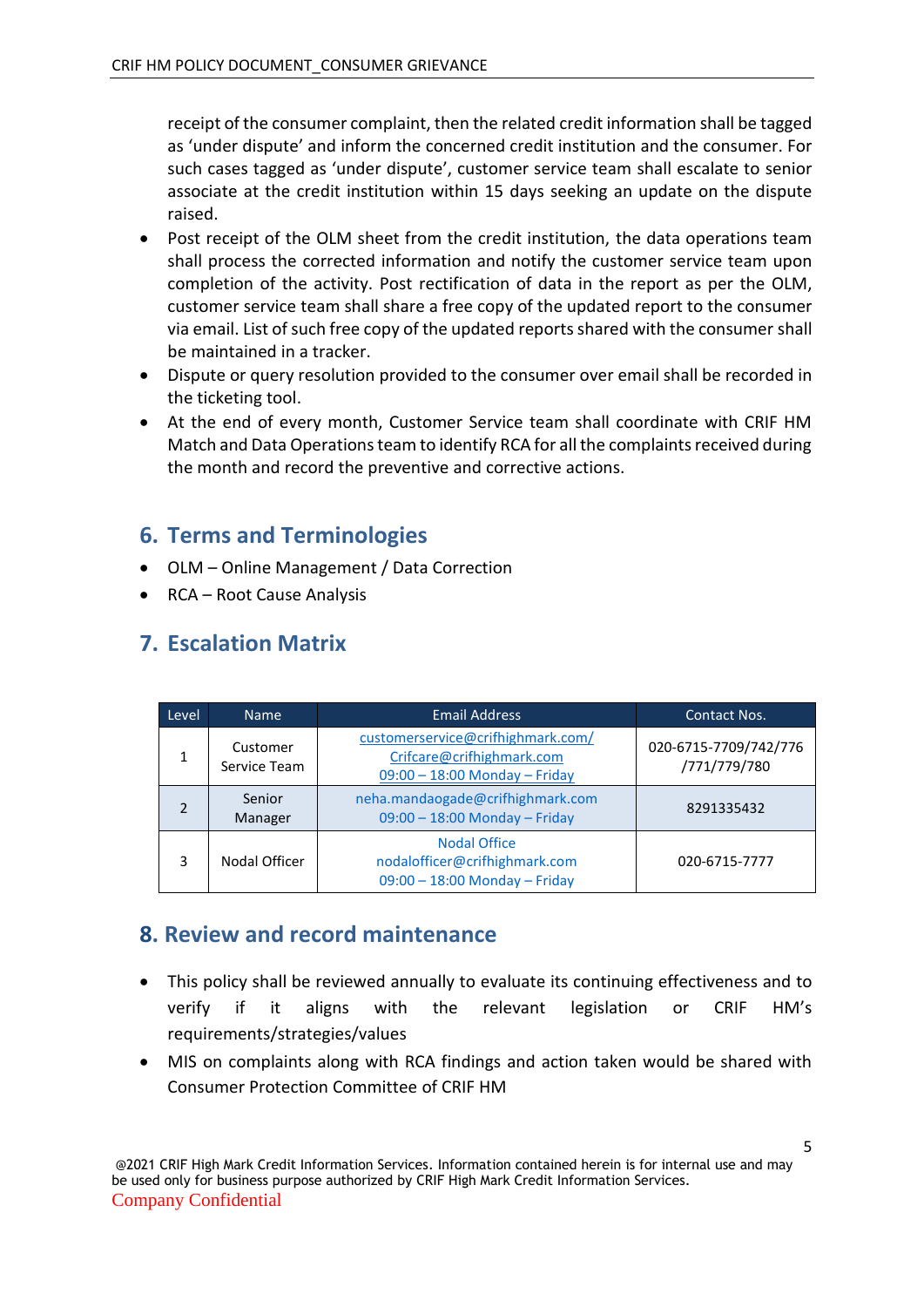receipt of the consumer complaint, then the related credit information shall be tagged as 'under dispute' and inform the concerned credit institution and the consumer. For such cases tagged as 'under dispute', customer service team shall escalate to senior associate at the credit institution within 15 days seeking an update on the dispute raised.

- Post receipt of the OLM sheet from the credit institution, the data operations team shall process the corrected information and notify the customer service team upon completion of the activity. Post rectification of data in the report as per the OLM, customer service team shall share a free copy of the updated report to the consumer via email. List of such free copy of the updated reports shared with the consumer shall be maintained in a tracker.
- Dispute or query resolution provided to the consumer over email shall be recorded in the ticketing tool.
- At the end of every month, Customer Service team shall coordinate with CRIF HM Match and Data Operations team to identify RCA for all the complaints received during the month and record the preventive and corrective actions.

## 6. Terms and Terminologies

- OLM – Online Management / Data Correction
- RCA – Root Cause Analysis

## 7. Escalation Matrix

| Level | Name | Email Address | Contact Nos. |
|---|---|---|---|
| 1 | Customer Service Team | customerservice@crifhighmark.com/ Cricare@crifhighmark.com 09:00 – 18:00 Monday – Friday | 020-6715-7709/742/776 /771/779/780 |
| 2 | Senior Manager | neha.mandaogade@crifhighmark.com 09:00 – 18:00 Monday – Friday | 8291335432 |
| 3 | Nodal Officer | Nodal Office nodalofficer@crifhighmark.com 09:00 – 18:00 Monday – Friday | 020-6715-7777 |

## 8. Review and record maintenance

- This policy shall be reviewed annually to evaluate its continuing effectiveness and to verify if it aligns with the relevant legislation or CRIF HM's requirements/strategies/values
- MIS on complaints along with RCA findings and action taken would be shared with Consumer Protection Committee of CRIF HM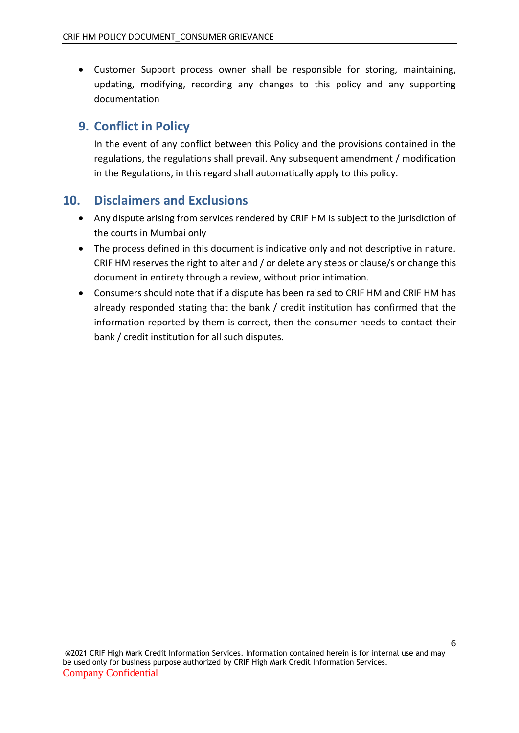- Customer Support process owner shall be responsible for storing, maintaining, updating, modifying, recording any changes to this policy and any supporting documentation

## 9. Conflict in Policy

In the event of any conflict between this Policy and the provisions contained in the regulations, the regulations shall prevail. Any subsequent amendment / modification in the Regulations, in this regard shall automatically apply to this policy.

## 10. Disclaimers and Exclusions

- Any dispute arising from services rendered by CRIF HM is subject to the jurisdiction of the courts in Mumbai only
- The process defined in this document is indicative only and not descriptive in nature. CRIF HM reserves the right to alter and / or delete any steps or clause/s or change this document in entirety through a review, without prior intimation.
- Consumers should note that if a dispute has been raised to CRIF HM and CRIF HM has already responded stating that the bank / credit institution has confirmed that the information reported by them is correct, then the consumer needs to contact their bank / credit institution for all such disputes.